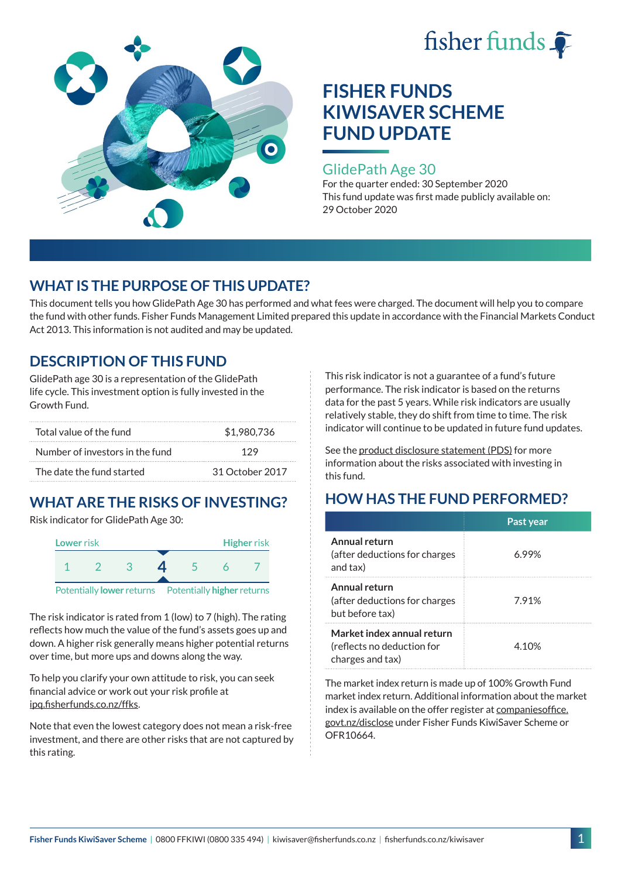# FISHER FUNDS KIWISAVER SCHEME FUND UPDATE

## GlidePath Age 30

For the quarter ended: 30 September 2020

This fund update was first made publicly available on: 29 October 2020

## WHAT IS THE PURPOSE OF THIS UPDATE?

This document tells you how GlidePath Age 30 has performed and what fees were charged. The document will help you to compare the fund with other funds. Fisher Funds Management Limited prepared this update in accordance with the Financial Markets Conduct Act 2013. This information is not audited and may be updated.

## DESCRIPTION OF THIS FUND

GlidePath age 30 is a representation of the GlidePath life cycle. This investment option is fully invested in the Growth Fund.

| | |
|---|---|
| Total value of the fund | $1,980,736 |
| Number of investors in the fund | 129 |
| The date the fund started | 31 October 2017 |

## WHAT ARE THE RISKS OF INVESTING?

Risk indicator for GlidePath Age 30:

| Lower risk | | | | | | Higher risk |
|---|---|---|---|---|---|---|
| 1 | 2 | 3 | **4** | 5 | 6 | 7 |
| Potentially **lower** returns | | | | | | Potentially **higher** returns |

The risk indicator is rated from 1 (low) to 7 (high). The rating reflects how much the value of the fund's assets goes up and down. A higher risk generally means higher potential returns over time, but more ups and downs along the way.

To help you clarify your own attitude to risk, you can seek financial advice or work out your risk profile at ipq.fisherfunds.co.nz/ffks.

Note that even the lowest category does not mean a risk-free investment, and there are other risks that are not captured by this rating.

This risk indicator is not a guarantee of a fund's future performance. The risk indicator is based on the returns data for the past 5 years. While risk indicators are usually relatively stable, they do shift from time to time. The risk indicator will continue to be updated in future fund updates.

See the product disclosure statement (PDS) for more information about the risks associated with investing in this fund.

## HOW HAS THE FUND PERFORMED?

| | Past year |
|---|---|
| **Annual return** (after deductions for charges and tax) | 6.99% |
| **Annual return** (after deductions for charges but before tax) | 7.91% |
| **Market index annual return** (reflects no deduction for charges and tax) | 4.10% |

The market index return is made up of 100% Growth Fund market index return. Additional information about the market index is available on the offer register at companiesoffice.govt.nz/disclose under Fisher Funds KiwiSaver Scheme or OFR10664.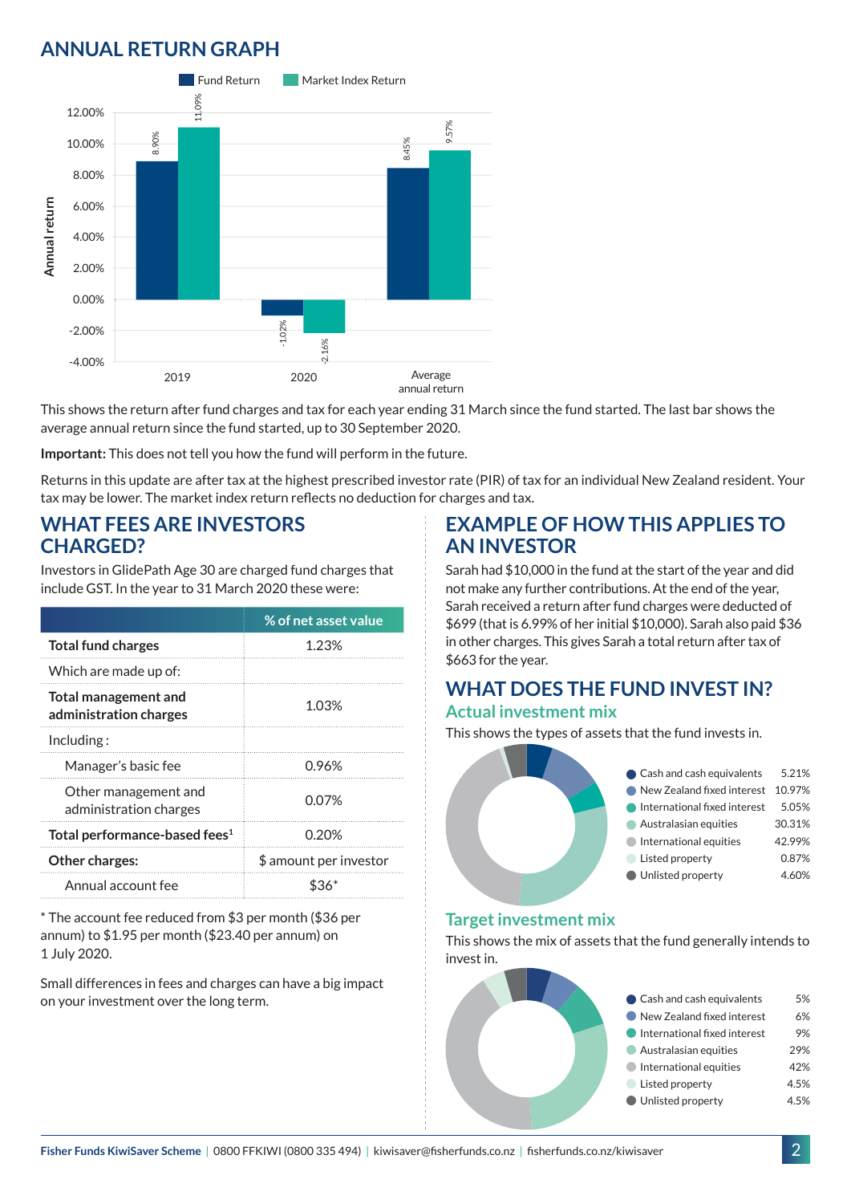## ANNUAL RETURN GRAPH

| | Fund Return | Market Index Return |
|---|---|---|
| 2019 | 8.90% | 11.09% |
| 2020 | -1.02% | -2.16% |
| Average annual return | 8.45% | 9.57% |

This shows the return after fund charges and tax for each year ending 31 March since the fund started. The last bar shows the average annual return since the fund started, up to 30 September 2020.

**Important:** This does not tell you how the fund will perform in the future.

Returns in this update are after tax at the highest prescribed investor rate (PIR) of tax for an individual New Zealand resident. Your tax may be lower. The market index return reflects no deduction for charges and tax.

## WHAT FEES ARE INVESTORS CHARGED?

Investors in GlidePath Age 30 are charged fund charges that include GST. In the year to 31 March 2020 these were:

| | % of net asset value |
|---|---|
| **Total fund charges** | 1.23% |
| Which are made up of: | |
| **Total management and administration charges** | 1.03% |
| Including : | |
| Manager's basic fee | 0.96% |
| Other management and administration charges | 0.07% |
| **Total performance-based fees**[1] | 0.20% |
| **Other charges:** | $ amount per investor |
| Annual account fee | $36* |

* The account fee reduced from $3 per month ($36 per annum) to $1.95 per month ($23.40 per annum) on 1 July 2020.

Small differences in fees and charges can have a big impact on your investment over the long term.

## EXAMPLE OF HOW THIS APPLIES TO AN INVESTOR

Sarah had $10,000 in the fund at the start of the year and did not make any further contributions. At the end of the year, Sarah received a return after fund charges were deducted of $699 (that is 6.99% of her initial $10,000). Sarah also paid $36 in other charges. This gives Sarah a total return after tax of $663 for the year.

## WHAT DOES THE FUND INVEST IN?

### Actual investment mix

This shows the types of assets that the fund invests in.

| Asset | % |
|---|---|
| Cash and cash equivalents | 5.21% |
| New Zealand fixed interest | 10.97% |
| International fixed interest | 5.05% |
| Australasian equities | 30.31% |
| International equities | 42.99% |
| Listed property | 0.87% |
| Unlisted property | 4.60% |

### Target investment mix

This shows the mix of assets that the fund generally intends to invest in.

| Asset | % |
|---|---|
| Cash and cash equivalents | 5% |
| New Zealand fixed interest | 6% |
| International fixed interest | 9% |
| Australasian equities | 29% |
| International equities | 42% |
| Listed property | 4.5% |
| Unlisted property | 4.5% |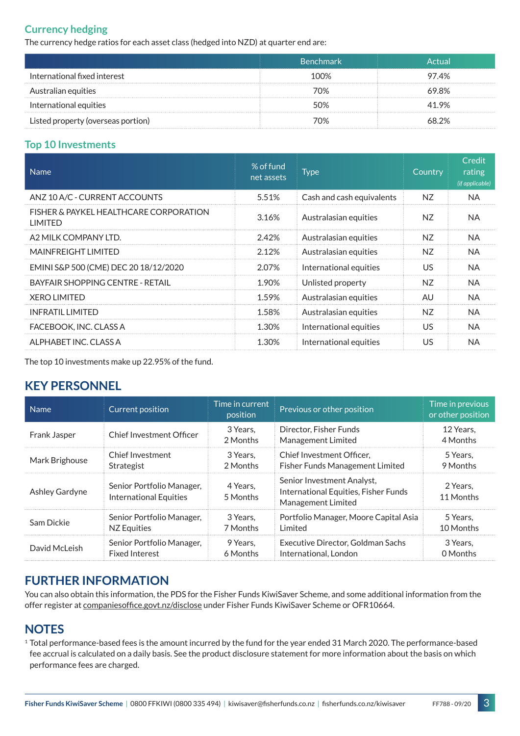## Currency hedging

The currency hedge ratios for each asset class (hedged into NZD) at quarter end are:

| | Benchmark | Actual |
|---|---|---|
| International fixed interest | 100% | 97.4% |
| Australian equities | 70% | 69.8% |
| International equities | 50% | 41.9% |
| Listed property (overseas portion) | 70% | 68.2% |

## Top 10 Investments

| Name | % of fund net assets | Type | Country | Credit rating *(if applicable)* |
|---|---|---|---|---|
| ANZ 10 A/C - CURRENT ACCOUNTS | 5.51% | Cash and cash equivalents | NZ | NA |
| FISHER & PAYKEL HEALTHCARE CORPORATION LIMITED | 3.16% | Australasian equities | NZ | NA |
| A2 MILK COMPANY LTD. | 2.42% | Australasian equities | NZ | NA |
| MAINFREIGHT LIMITED | 2.12% | Australasian equities | NZ | NA |
| EMINI S&P 500 (CME) DEC 20 18/12/2020 | 2.07% | International equities | US | NA |
| BAYFAIR SHOPPING CENTRE - RETAIL | 1.90% | Unlisted property | NZ | NA |
| XERO LIMITED | 1.59% | Australasian equities | AU | NA |
| INFRATIL LIMITED | 1.58% | Australasian equities | NZ | NA |
| FACEBOOK, INC. CLASS A | 1.30% | International equities | US | NA |
| ALPHABET INC. CLASS A | 1.30% | International equities | US | NA |

The top 10 investments make up 22.95% of the fund.

# KEY PERSONNEL

| Name | Current position | Time in current position | Previous or other position | Time in previous or other position |
|---|---|---|---|---|
| Frank Jasper | Chief Investment Officer | 3 Years, 2 Months | Director, Fisher Funds Management Limited | 12 Years, 4 Months |
| Mark Brighouse | Chief Investment Strategist | 3 Years, 2 Months | Chief Investment Officer, Fisher Funds Management Limited | 5 Years, 9 Months |
| Ashley Gardyne | Senior Portfolio Manager, International Equities | 4 Years, 5 Months | Senior Investment Analyst, International Equities, Fisher Funds Management Limited | 2 Years, 11 Months |
| Sam Dickie | Senior Portfolio Manager, NZ Equities | 3 Years, 7 Months | Portfolio Manager, Moore Capital Asia Limited | 5 Years, 10 Months |
| David McLeish | Senior Portfolio Manager, Fixed Interest | 9 Years, 6 Months | Executive Director, Goldman Sachs International, London | 3 Years, 0 Months |

# FURTHER INFORMATION

You can also obtain this information, the PDS for the Fisher Funds KiwiSaver Scheme, and some additional information from the offer register at companiesoffice.govt.nz/disclose under Fisher Funds KiwiSaver Scheme or OFR10664.

# NOTES

[1] Total performance-based fees is the amount incurred by the fund for the year ended 31 March 2020. The performance-based fee accrual is calculated on a daily basis. See the product disclosure statement for more information about the basis on which performance fees are charged.

**Fisher Funds KiwiSaver Scheme** | 0800 FFKIWI (0800 335 494) | kiwisaver@fisherfunds.co.nz | fisherfunds.co.nz/kiwisaver FF788 - 09/20